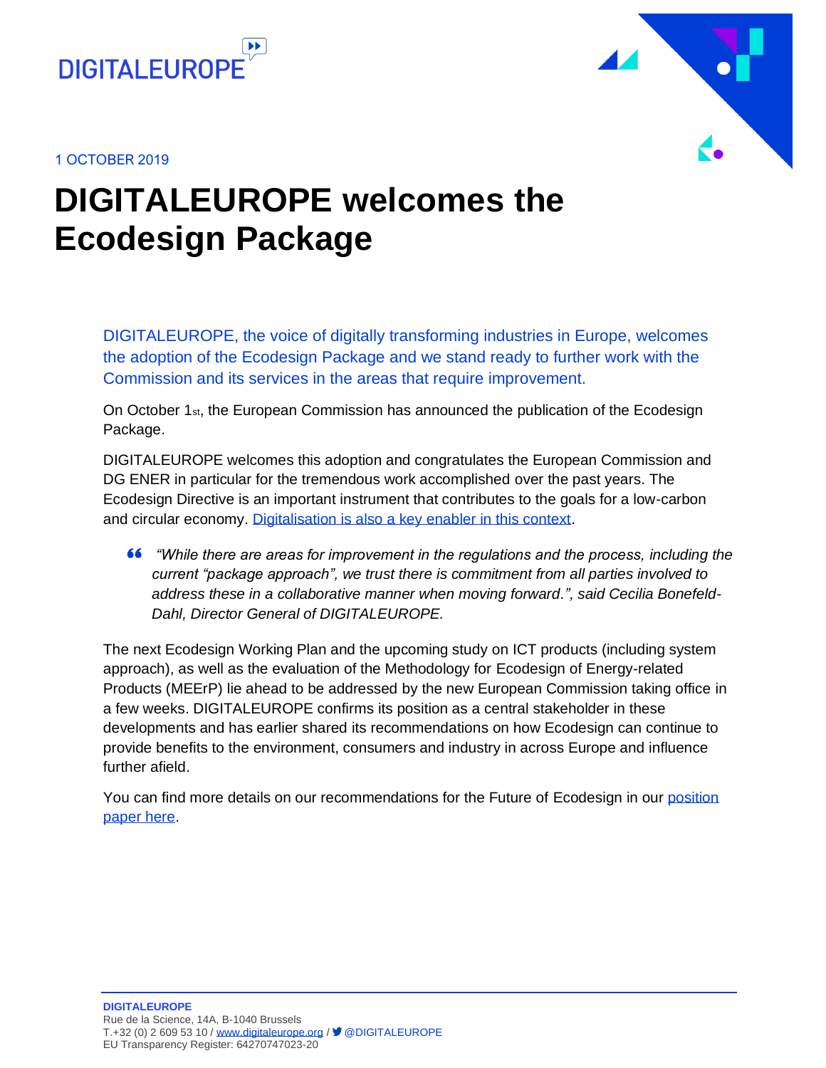DIGITALEUROPE

1 OCTOBER 2019

# DIGITALEUROPE welcomes the Ecodesign Package

DIGITALEUROPE, the voice of digitally transforming industries in Europe, welcomes the adoption of the Ecodesign Package and we stand ready to further work with the Commission and its services in the areas that require improvement.

On October 1st, the European Commission has announced the publication of the Ecodesign Package.

DIGITALEUROPE welcomes this adoption and congratulates the European Commission and DG ENER in particular for the tremendous work accomplished over the past years. The Ecodesign Directive is an important instrument that contributes to the goals for a low-carbon and circular economy. Digitalisation is also a key enabler in this context.

> *"While there are areas for improvement in the regulations and the process, including the current "package approach", we trust there is commitment from all parties involved to address these in a collaborative manner when moving forward.", said Cecilia Bonefeld-Dahl, Director General of DIGITALEUROPE.*

The next Ecodesign Working Plan and the upcoming study on ICT products (including system approach), as well as the evaluation of the Methodology for Ecodesign of Energy-related Products (MEErP) lie ahead to be addressed by the new European Commission taking office in a few weeks. DIGITALEUROPE confirms its position as a central stakeholder in these developments and has earlier shared its recommendations on how Ecodesign can continue to provide benefits to the environment, consumers and industry in across Europe and influence further afield.

You can find more details on our recommendations for the Future of Ecodesign in our position paper here.

**DIGITALEUROPE**
Rue de la Science, 14A, B-1040 Brussels
T.+32 (0) 2 609 53 10 / www.digitaleurope.org / @DIGITALEUROPE
EU Transparency Register: 64270747023-20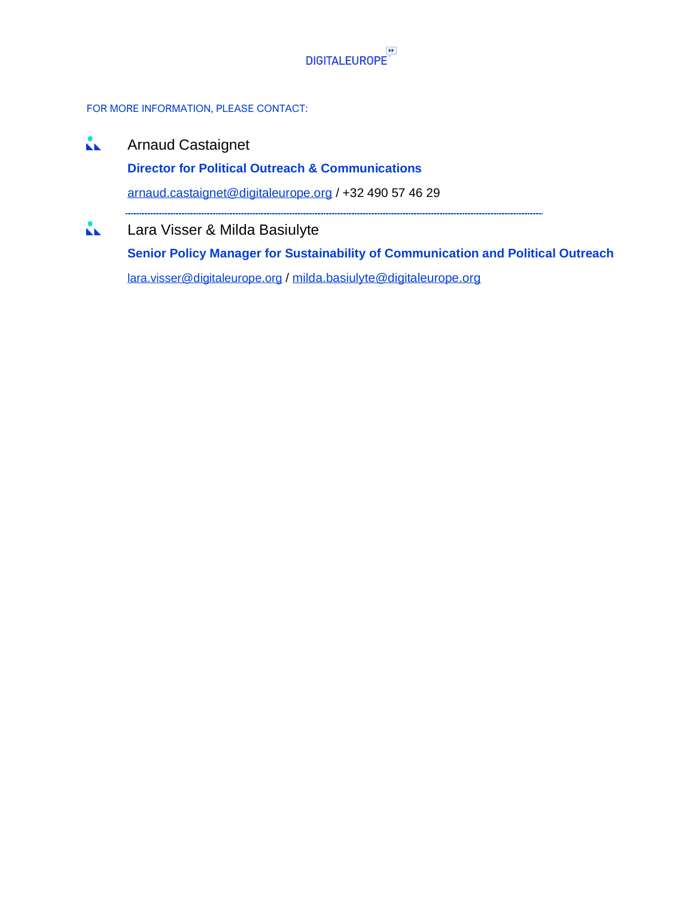DIGITALEUROPE

FOR MORE INFORMATION, PLEASE CONTACT:

Arnaud Castaignet

**Director for Political Outreach & Communications**

arnaud.castaignet@digitaleurope.org / +32 490 57 46 29

---

Lara Visser & Milda Basiulyte

**Senior Policy Manager for Sustainability of Communication and Political Outreach**

lara.visser@digitaleurope.org / milda.basiulyte@digitaleurope.org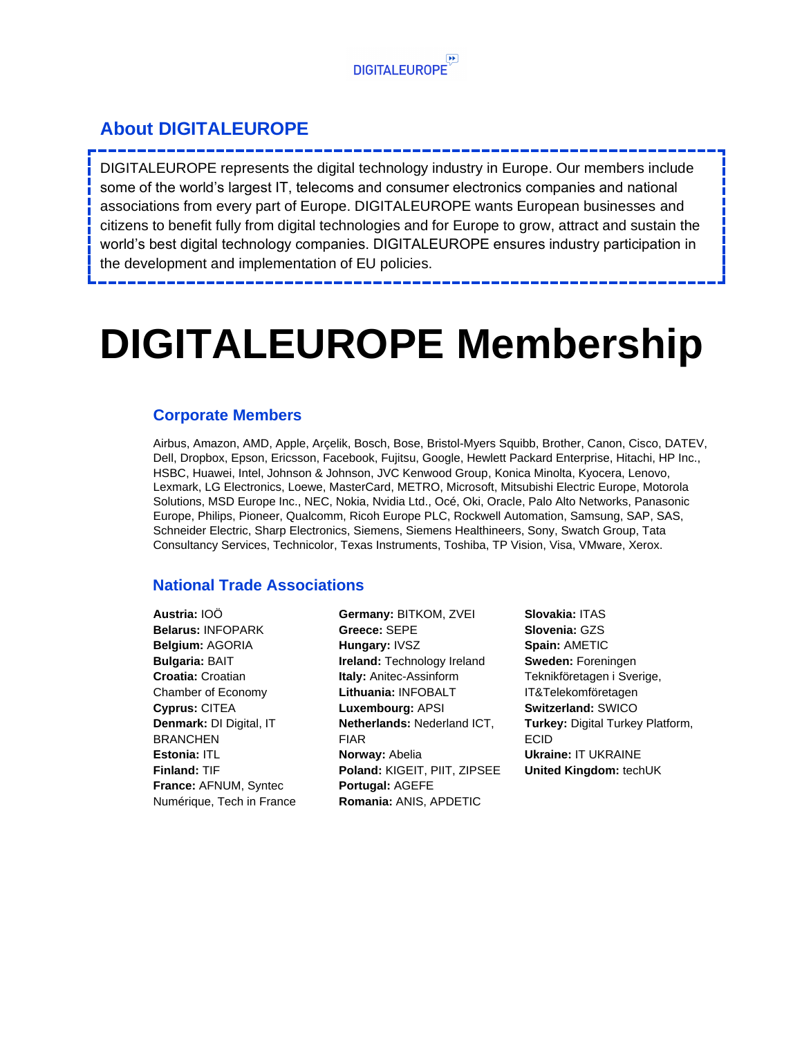## About DIGITALEUROPE

DIGITALEUROPE represents the digital technology industry in Europe. Our members include some of the world's largest IT, telecoms and consumer electronics companies and national associations from every part of Europe. DIGITALEUROPE wants European businesses and citizens to benefit fully from digital technologies and for Europe to grow, attract and sustain the world's best digital technology companies. DIGITALEUROPE ensures industry participation in the development and implementation of EU policies.

# DIGITALEUROPE Membership

### Corporate Members

Airbus, Amazon, AMD, Apple, Arçelik, Bosch, Bose, Bristol-Myers Squibb, Brother, Canon, Cisco, DATEV, Dell, Dropbox, Epson, Ericsson, Facebook, Fujitsu, Google, Hewlett Packard Enterprise, Hitachi, HP Inc., HSBC, Huawei, Intel, Johnson & Johnson, JVC Kenwood Group, Konica Minolta, Kyocera, Lenovo, Lexmark, LG Electronics, Loewe, MasterCard, METRO, Microsoft, Mitsubishi Electric Europe, Motorola Solutions, MSD Europe Inc., NEC, Nokia, Nvidia Ltd., Océ, Oki, Oracle, Palo Alto Networks, Panasonic Europe, Philips, Pioneer, Qualcomm, Ricoh Europe PLC, Rockwell Automation, Samsung, SAP, SAS, Schneider Electric, Sharp Electronics, Siemens, Siemens Healthineers, Sony, Swatch Group, Tata Consultancy Services, Technicolor, Texas Instruments, Toshiba, TP Vision, Visa, VMware, Xerox.

### National Trade Associations

**Austria:** IOÖ
**Belarus:** INFOPARK
**Belgium:** AGORIA
**Bulgaria:** BAIT
**Croatia:** Croatian Chamber of Economy
**Cyprus:** CITEA
**Denmark:** DI Digital, IT BRANCHEN
**Estonia:** ITL
**Finland:** TIF
**France:** AFNUM, Syntec Numérique, Tech in France
**Germany:** BITKOM, ZVEI
**Greece:** SEPE
**Hungary:** IVSZ
**Ireland:** Technology Ireland
**Italy:** Anitec-Assinform
**Lithuania:** INFOBALT
**Luxembourg:** APSI
**Netherlands:** Nederland ICT, FIAR
**Norway:** Abelia
**Poland:** KIGEIT, PIIT, ZIPSEE
**Portugal:** AGEFE
**Romania:** ANIS, APDETIC
**Slovakia:** ITAS
**Slovenia:** GZS
**Spain:** AMETIC
**Sweden:** Foreningen Teknikföretagen i Sverige, IT&Telekomföretagen
**Switzerland:** SWICO
**Turkey:** Digital Turkey Platform, ECID
**Ukraine:** IT UKRAINE
**United Kingdom:** techUK